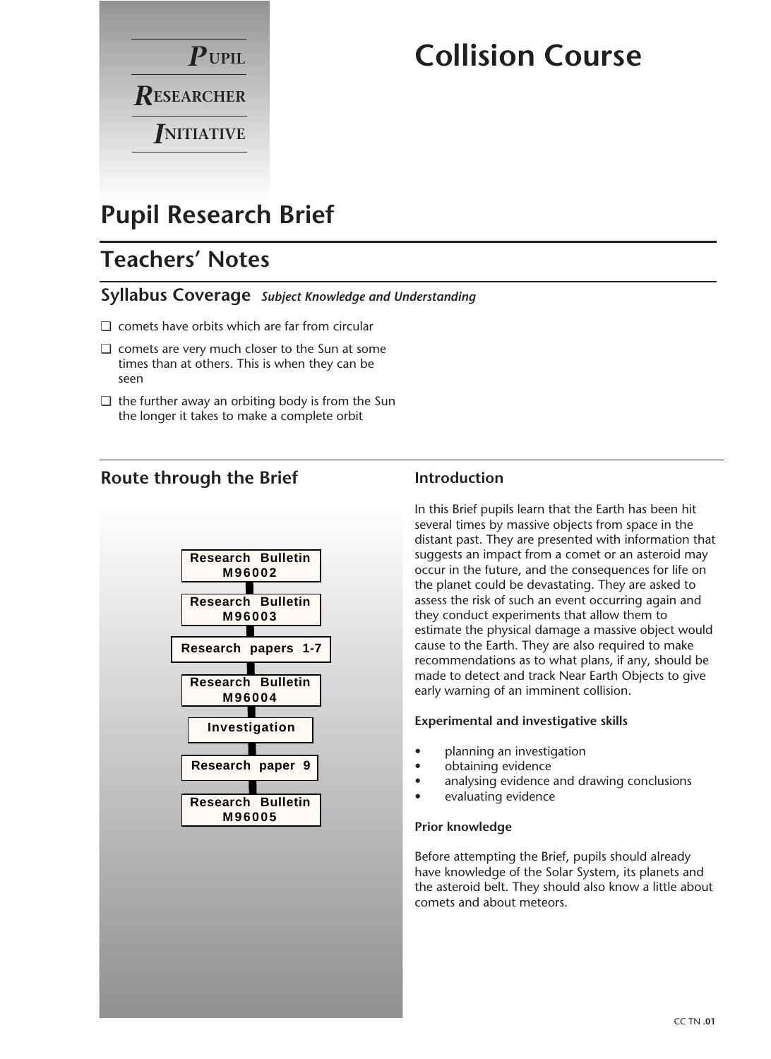**P**UPIL
**R**ESEARCHER
**I**NITIATIVE

# Collision Course

## Pupil Research Brief

## Teachers' Notes

### Syllabus Coverage *Subject Knowledge and Understanding*

- ❑ comets have orbits which are far from circular
- ❑ comets are very much closer to the Sun at some times than at others. This is when they can be seen
- ❑ the further away an orbiting body is from the Sun the longer it takes to make a complete orbit

### Route through the Brief

- Research Bulletin M96002
- Research Bulletin M96003
- Research papers 1-7
- Research Bulletin M96004
- Investigation
- Research paper 9
- Research Bulletin M96005

### Introduction

In this Brief pupils learn that the Earth has been hit several times by massive objects from space in the distant past. They are presented with information that suggests an impact from a comet or an asteroid may occur in the future, and the consequences for life on the planet could be devastating. They are asked to assess the risk of such an event occurring again and they conduct experiments that allow them to estimate the physical damage a massive object would cause to the Earth. They are also required to make recommendations as to what plans, if any, should be made to detect and track Near Earth Objects to give early warning of an imminent collision.

**Experimental and investigative skills**

- planning an investigation
- obtaining evidence
- analysing evidence and drawing conclusions
- evaluating evidence

**Prior knowledge**

Before attempting the Brief, pupils should already have knowledge of the Solar System, its planets and the asteroid belt. They should also know a little about comets and about meteors.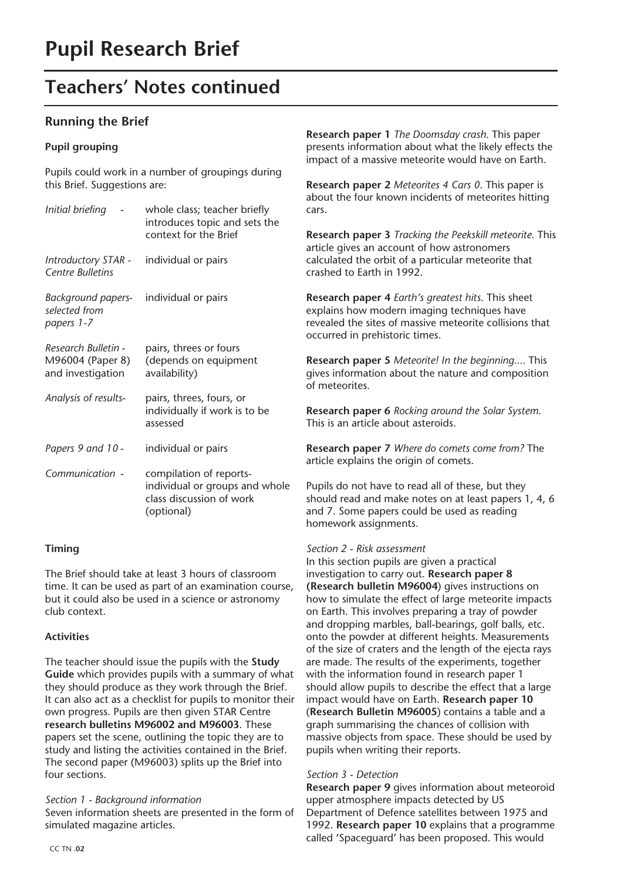# Pupil Research Brief

## Teachers' Notes continued

### Running the Brief

#### Pupil grouping

Pupils could work in a number of groupings during this Brief. Suggestions are:

| | |
|---|---|
| *Initial briefing* - | whole class; teacher briefly introduces topic and sets the context for the Brief |
| *Introductory STAR - Centre Bulletins* | individual or pairs |
| *Background papers- selected from papers 1-7* | individual or pairs |
| *Research Bulletin - M96004 (Paper 8) and investigation* | pairs, threes or fours (depends on equipment availability) |
| *Analysis of results-* | pairs, threes, fours, or individually if work is to be assessed |
| *Papers 9 and 10 -* | individual or pairs |
| *Communication -* | compilation of reports- individual or groups and whole class discussion of work (optional) |

#### Timing

The Brief should take at least 3 hours of classroom time. It can be used as part of an examination course, but it could also be used in a science or astronomy club context.

#### Activities

The teacher should issue the pupils with the **Study Guide** which provides pupils with a summary of what they should produce as they work through the Brief. It can also act as a checklist for pupils to monitor their own progress. Pupils are then given STAR Centre **research bulletins M96002 and M96003**. These papers set the scene, outlining the topic they are to study and listing the activities contained in the Brief. The second paper (M96003) splits up the Brief into four sections.

*Section 1 - Background information*
Seven information sheets are presented in the form of simulated magazine articles.

**Research paper 1** *The Doomsday crash.* This paper presents information about what the likely effects the impact of a massive meteorite would have on Earth.

**Research paper 2** *Meteorites 4 Cars 0*. This paper is about the four known incidents of meteorites hitting cars.

**Research paper 3** *Tracking the Peekskill meteorite.* This article gives an account of how astronomers calculated the orbit of a particular meteorite that crashed to Earth in 1992.

**Research paper 4** *Earth's greatest hits.* This sheet explains how modern imaging techniques have revealed the sites of massive meteorite collisions that occurred in prehistoric times.

**Research paper 5** *Meteorite! In the beginning....* This gives information about the nature and composition of meteorites.

**Research paper 6** *Rocking around the Solar System.* This is an article about asteroids.

**Research paper 7** *Where do comets come from?* The article explains the origin of comets.

Pupils do not have to read all of these, but they should read and make notes on at least papers 1, 4, 6 and 7. Some papers could be used as reading homework assignments.

*Section 2 - Risk assessment*
In this section pupils are given a practical investigation to carry out. **Research paper 8 (Research bulletin M96004)** gives instructions on how to simulate the effect of large meteorite impacts on Earth. This involves preparing a tray of powder and dropping marbles, ball-bearings, golf balls, etc. onto the powder at different heights. Measurements of the size of craters and the length of the ejecta rays are made. The results of the experiments, together with the information found in research paper 1 should allow pupils to describe the effect that a large impact would have on Earth. **Research paper 10** (**Research Bulletin M96005**) contains a table and a graph summarising the chances of collision with massive objects from space. These should be used by pupils when writing their reports.

*Section 3 - Detection*
**Research paper 9** gives information about meteoroid upper atmosphere impacts detected by US Department of Defence satellites between 1975 and 1992. **Research paper 10** explains that a programme called 'Spaceguard' has been proposed. This would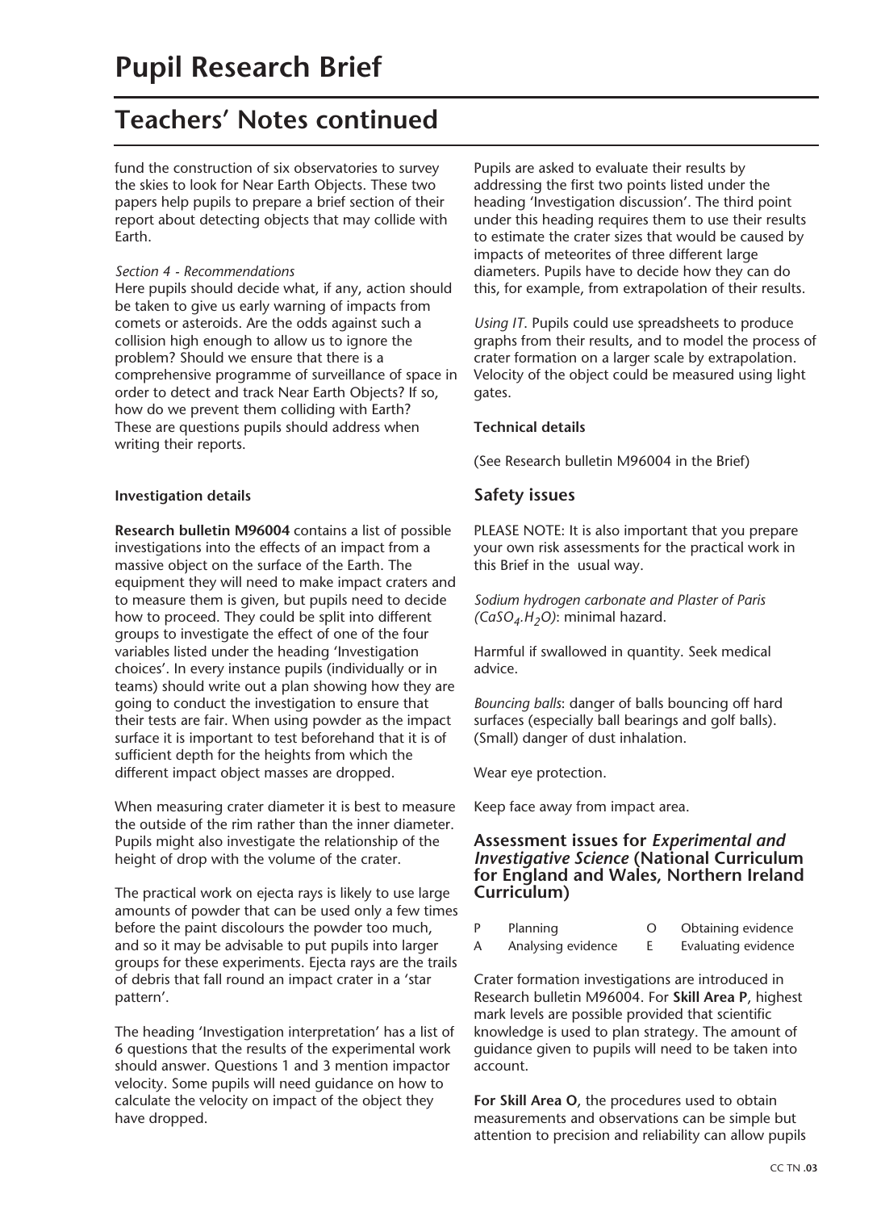# Pupil Research Brief

## Teachers' Notes continued

fund the construction of six observatories to survey the skies to look for Near Earth Objects. These two papers help pupils to prepare a brief section of their report about detecting objects that may collide with Earth.

*Section 4 - Recommendations*
Here pupils should decide what, if any, action should be taken to give us early warning of impacts from comets or asteroids. Are the odds against such a collision high enough to allow us to ignore the problem? Should we ensure that there is a comprehensive programme of surveillance of space in order to detect and track Near Earth Objects? If so, how do we prevent them colliding with Earth? These are questions pupils should address when writing their reports.

**Investigation details**

**Research bulletin M96004** contains a list of possible investigations into the effects of an impact from a massive object on the surface of the Earth. The equipment they will need to make impact craters and to measure them is given, but pupils need to decide how to proceed. They could be split into different groups to investigate the effect of one of the four variables listed under the heading 'Investigation choices'. In every instance pupils (individually or in teams) should write out a plan showing how they are going to conduct the investigation to ensure that their tests are fair. When using powder as the impact surface it is important to test beforehand that it is of sufficient depth for the heights from which the different impact object masses are dropped.

When measuring crater diameter it is best to measure the outside of the rim rather than the inner diameter. Pupils might also investigate the relationship of the height of drop with the volume of the crater.

The practical work on ejecta rays is likely to use large amounts of powder that can be used only a few times before the paint discolours the powder too much, and so it may be advisable to put pupils into larger groups for these experiments. Ejecta rays are the trails of debris that fall round an impact crater in a 'star pattern'.

The heading 'Investigation interpretation' has a list of 6 questions that the results of the experimental work should answer. Questions 1 and 3 mention impactor velocity. Some pupils will need guidance on how to calculate the velocity on impact of the object they have dropped.

Pupils are asked to evaluate their results by addressing the first two points listed under the heading 'Investigation discussion'. The third point under this heading requires them to use their results to estimate the crater sizes that would be caused by impacts of meteorites of three different large diameters. Pupils have to decide how they can do this, for example, from extrapolation of their results.

*Using IT*. Pupils could use spreadsheets to produce graphs from their results, and to model the process of crater formation on a larger scale by extrapolation. Velocity of the object could be measured using light gates.

**Technical details**

(See Research bulletin M96004 in the Brief)

### Safety issues

PLEASE NOTE: It is also important that you prepare your own risk assessments for the practical work in this Brief in the usual way.

*Sodium hydrogen carbonate and Plaster of Paris ($CaSO_4.H_2O$)*: minimal hazard.

Harmful if swallowed in quantity. Seek medical advice.

*Bouncing balls*: danger of balls bouncing off hard surfaces (especially ball bearings and golf balls). (Small) danger of dust inhalation.

Wear eye protection.

Keep face away from impact area.

### Assessment issues for *Experimental and Investigative Science* (National Curriculum for England and Wales, Northern Ireland Curriculum)

| | | | |
|---|---|---|---|
| P | Planning | O | Obtaining evidence |
| A | Analysing evidence | E | Evaluating evidence |

Crater formation investigations are introduced in Research bulletin M96004. For **Skill Area P**, highest mark levels are possible provided that scientific knowledge is used to plan strategy. The amount of guidance given to pupils will need to be taken into account.

**For Skill Area O**, the procedures used to obtain measurements and observations can be simple but attention to precision and reliability can allow pupils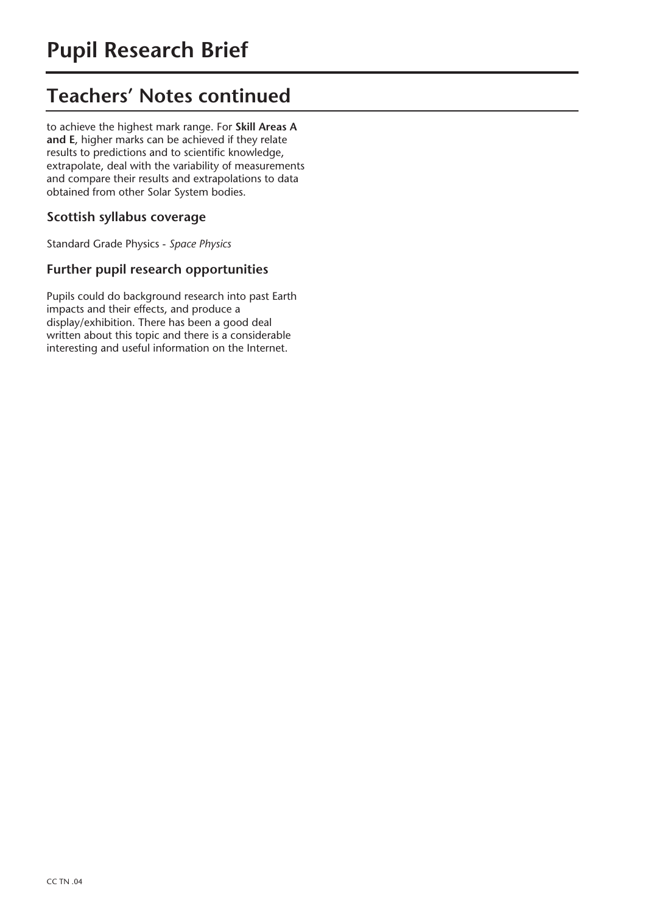# Pupil Research Brief

## Teachers' Notes continued

to achieve the highest mark range. For **Skill Areas A and E**, higher marks can be achieved if they relate results to predictions and to scientific knowledge, extrapolate, deal with the variability of measurements and compare their results and extrapolations to data obtained from other Solar System bodies.

### Scottish syllabus coverage

Standard Grade Physics - *Space Physics*

### Further pupil research opportunities

Pupils could do background research into past Earth impacts and their effects, and produce a display/exhibition. There has been a good deal written about this topic and there is a considerable interesting and useful information on the Internet.